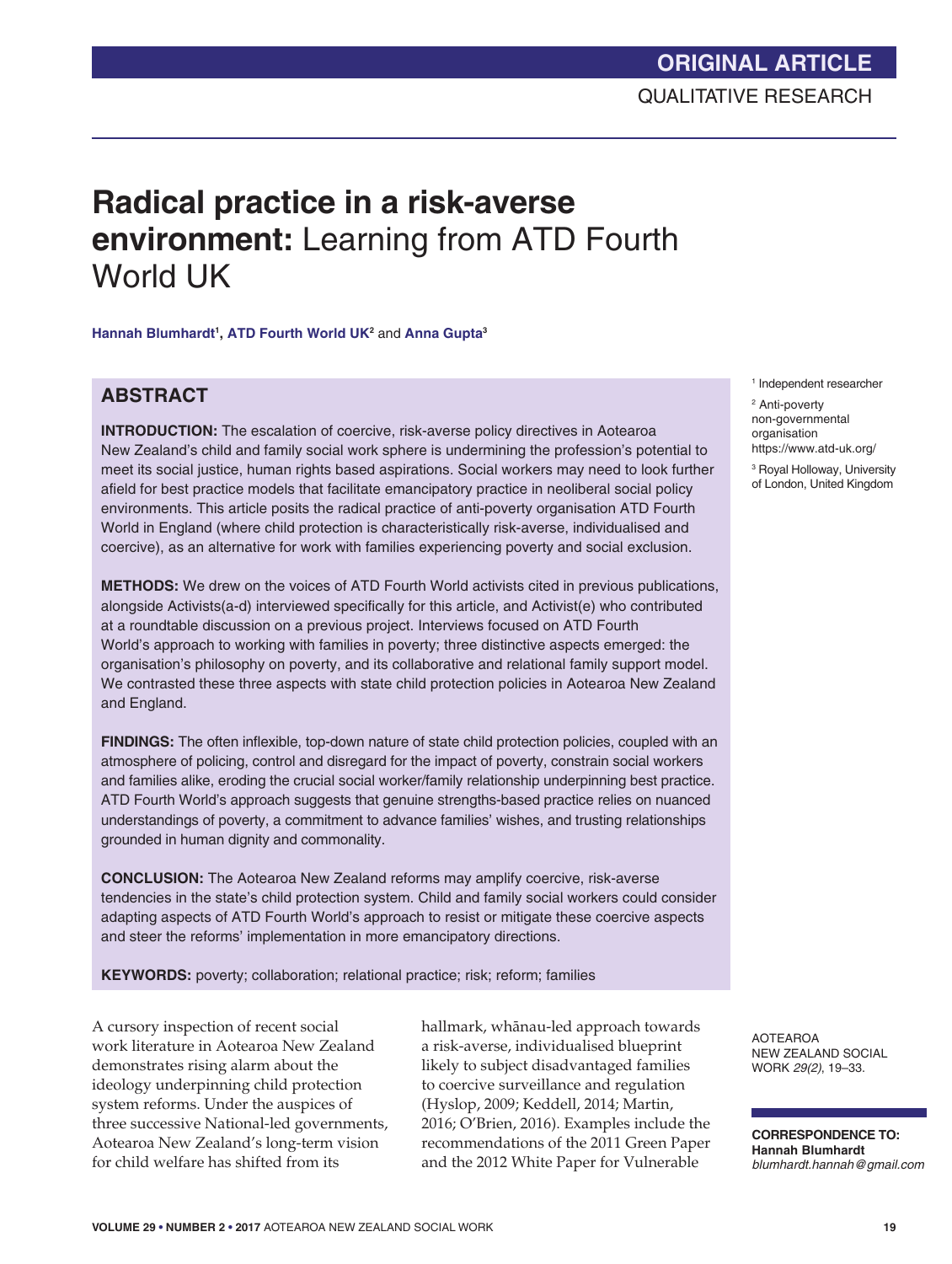ORIGINAL ARTICLE

QUALITATIVE RESEARCH

# Radical practice in a risk-averse environment: Learning from ATD Fourth World UK

**Hannah Blumhardt[1], ATD Fourth World UK[2] and Anna Gupta[3]**

[1] Independent researcher

[2] Anti-poverty non-governmental organisation https://www.atd-uk.org/

[3] Royal Holloway, University of London, United Kingdom

## ABSTRACT

**INTRODUCTION:** The escalation of coercive, risk-averse policy directives in Aotearoa New Zealand's child and family social work sphere is undermining the profession's potential to meet its social justice, human rights based aspirations. Social workers may need to look further afield for best practice models that facilitate emancipatory practice in neoliberal social policy environments. This article posits the radical practice of anti-poverty organisation ATD Fourth World in England (where child protection is characteristically risk-averse, individualised and coercive), as an alternative for work with families experiencing poverty and social exclusion.

**METHODS:** We drew on the voices of ATD Fourth World activists cited in previous publications, alongside Activists(a-d) interviewed specifically for this article, and Activist(e) who contributed at a roundtable discussion on a previous project. Interviews focused on ATD Fourth World's approach to working with families in poverty; three distinctive aspects emerged: the organisation's philosophy on poverty, and its collaborative and relational family support model. We contrasted these three aspects with state child protection policies in Aotearoa New Zealand and England.

**FINDINGS:** The often inflexible, top-down nature of state child protection policies, coupled with an atmosphere of policing, control and disregard for the impact of poverty, constrain social workers and families alike, eroding the crucial social worker/family relationship underpinning best practice. ATD Fourth World's approach suggests that genuine strengths-based practice relies on nuanced understandings of poverty, a commitment to advance families' wishes, and trusting relationships grounded in human dignity and commonality.

**CONCLUSION:** The Aotearoa New Zealand reforms may amplify coercive, risk-averse tendencies in the state's child protection system. Child and family social workers could consider adapting aspects of ATD Fourth World's approach to resist or mitigate these coercive aspects and steer the reforms' implementation in more emancipatory directions.

**KEYWORDS:** poverty; collaboration; relational practice; risk; reform; families

A cursory inspection of recent social work literature in Aotearoa New Zealand demonstrates rising alarm about the ideology underpinning child protection system reforms. Under the auspices of three successive National-led governments, Aotearoa New Zealand's long-term vision for child welfare has shifted from its hallmark, whānau-led approach towards a risk-averse, individualised blueprint likely to subject disadvantaged families to coercive surveillance and regulation (Hyslop, 2009; Keddell, 2014; Martin, 2016; O'Brien, 2016). Examples include the recommendations of the 2011 Green Paper and the 2012 White Paper for Vulnerable

AOTEAROA NEW ZEALAND SOCIAL WORK *29(2)*, 19–33.

**CORRESPONDENCE TO:**
**Hannah Blumhardt**
*blumhardt.hannah@gmail.com*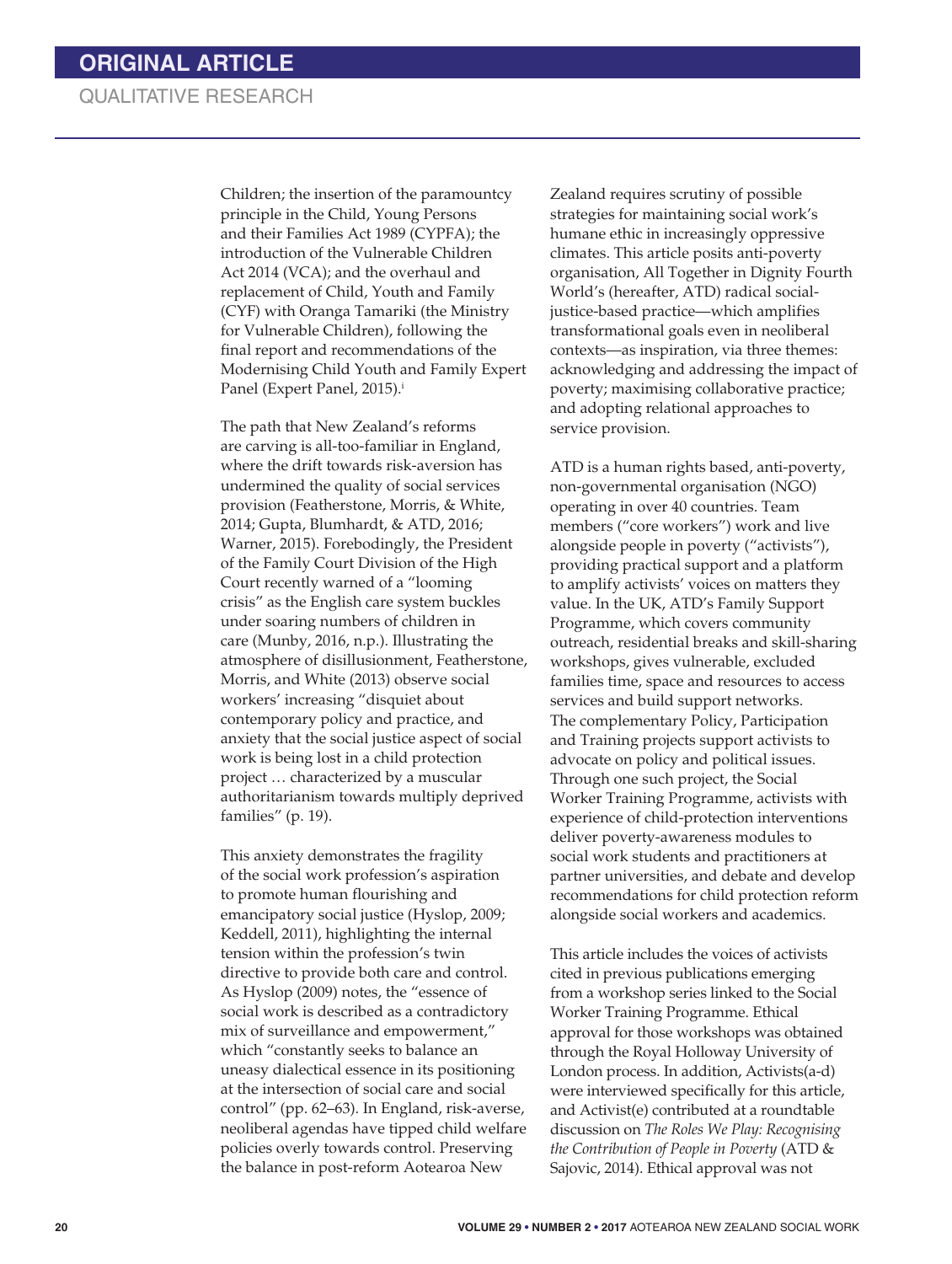Children; the insertion of the paramountcy principle in the Child, Young Persons and their Families Act 1989 (CYPFA); the introduction of the Vulnerable Children Act 2014 (VCA); and the overhaul and replacement of Child, Youth and Family (CYF) with Oranga Tamariki (the Ministry for Vulnerable Children), following the final report and recommendations of the Modernising Child Youth and Family Expert Panel (Expert Panel, 2015).[i]

The path that New Zealand's reforms are carving is all-too-familiar in England, where the drift towards risk-aversion has undermined the quality of social services provision (Featherstone, Morris, & White, 2014; Gupta, Blumhardt, & ATD, 2016; Warner, 2015). Forebodingly, the President of the Family Court Division of the High Court recently warned of a "looming crisis" as the English care system buckles under soaring numbers of children in care (Munby, 2016, n.p.). Illustrating the atmosphere of disillusionment, Featherstone, Morris, and White (2013) observe social workers' increasing "disquiet about contemporary policy and practice, and anxiety that the social justice aspect of social work is being lost in a child protection project … characterized by a muscular authoritarianism towards multiply deprived families" (p. 19).

This anxiety demonstrates the fragility of the social work profession's aspiration to promote human flourishing and emancipatory social justice (Hyslop, 2009; Keddell, 2011), highlighting the internal tension within the profession's twin directive to provide both care and control. As Hyslop (2009) notes, the "essence of social work is described as a contradictory mix of surveillance and empowerment," which "constantly seeks to balance an uneasy dialectical essence in its positioning at the intersection of social care and social control" (pp. 62–63). In England, risk-averse, neoliberal agendas have tipped child welfare policies overly towards control. Preserving the balance in post-reform Aotearoa New Zealand requires scrutiny of possible strategies for maintaining social work's humane ethic in increasingly oppressive climates. This article posits anti-poverty organisation, All Together in Dignity Fourth World's (hereafter, ATD) radical social-justice-based practice—which amplifies transformational goals even in neoliberal contexts—as inspiration, via three themes: acknowledging and addressing the impact of poverty; maximising collaborative practice; and adopting relational approaches to service provision.

ATD is a human rights based, anti-poverty, non-governmental organisation (NGO) operating in over 40 countries. Team members ("core workers") work and live alongside people in poverty ("activists"), providing practical support and a platform to amplify activists' voices on matters they value. In the UK, ATD's Family Support Programme, which covers community outreach, residential breaks and skill-sharing workshops, gives vulnerable, excluded families time, space and resources to access services and build support networks. The complementary Policy, Participation and Training projects support activists to advocate on policy and political issues. Through one such project, the Social Worker Training Programme, activists with experience of child-protection interventions deliver poverty-awareness modules to social work students and practitioners at partner universities, and debate and develop recommendations for child protection reform alongside social workers and academics.

This article includes the voices of activists cited in previous publications emerging from a workshop series linked to the Social Worker Training Programme. Ethical approval for those workshops was obtained through the Royal Holloway University of London process. In addition, Activists(a-d) were interviewed specifically for this article, and Activist(e) contributed at a roundtable discussion on *The Roles We Play: Recognising the Contribution of People in Poverty* (ATD & Sajovic, 2014). Ethical approval was not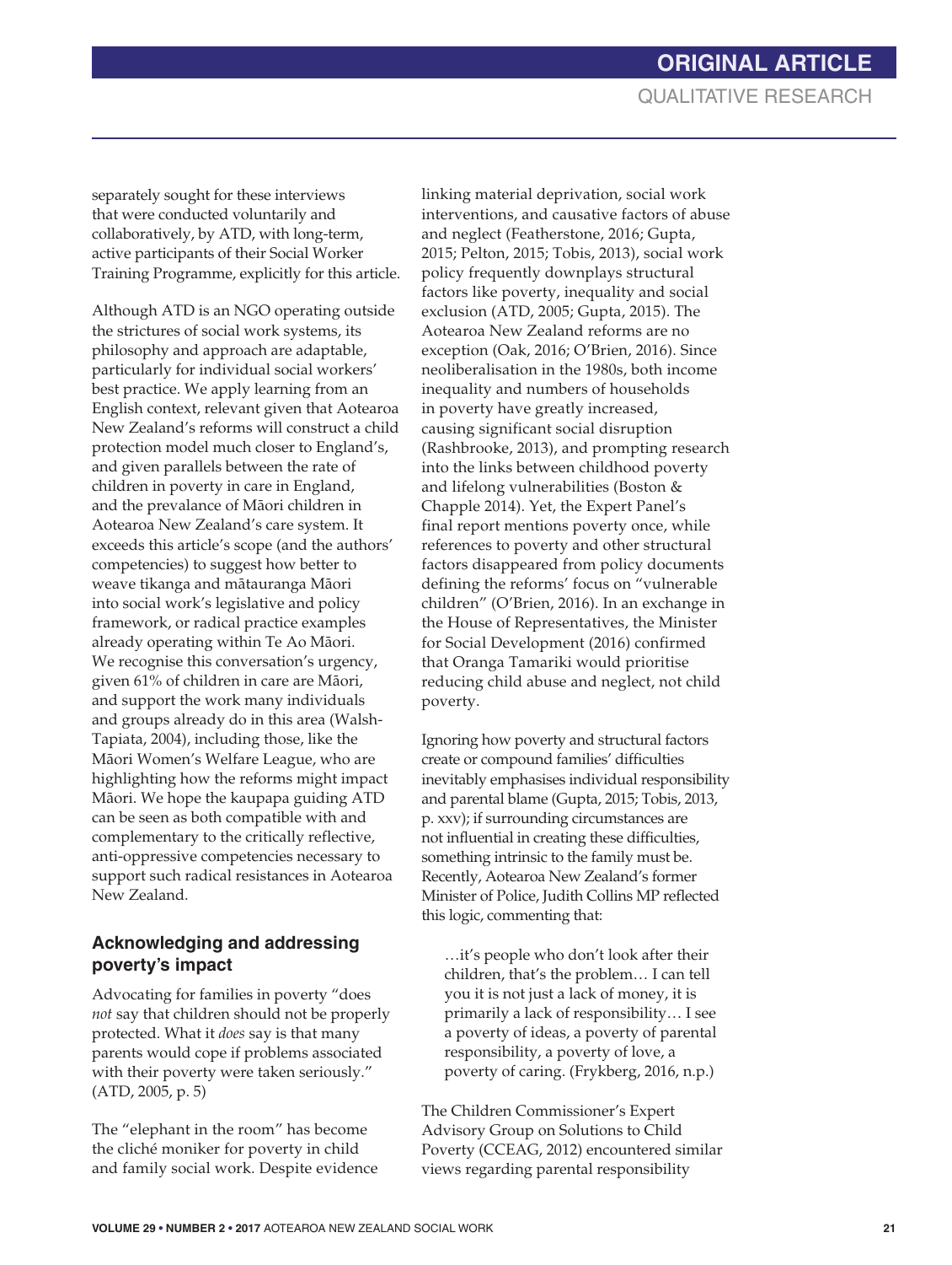separately sought for these interviews that were conducted voluntarily and collaboratively, by ATD, with long-term, active participants of their Social Worker Training Programme, explicitly for this article.

Although ATD is an NGO operating outside the strictures of social work systems, its philosophy and approach are adaptable, particularly for individual social workers' best practice. We apply learning from an English context, relevant given that Aotearoa New Zealand's reforms will construct a child protection model much closer to England's, and given parallels between the rate of children in poverty in care in England, and the prevalance of Māori children in Aotearoa New Zealand's care system. It exceeds this article's scope (and the authors' competencies) to suggest how better to weave tikanga and mātauranga Māori into social work's legislative and policy framework, or radical practice examples already operating within Te Ao Māori. We recognise this conversation's urgency, given 61% of children in care are Māori, and support the work many individuals and groups already do in this area (Walsh-Tapiata, 2004), including those, like the Māori Women's Welfare League, who are highlighting how the reforms might impact Māori. We hope the kaupapa guiding ATD can be seen as both compatible with and complementary to the critically reflective, anti-oppressive competencies necessary to support such radical resistances in Aotearoa New Zealand.

### Acknowledging and addressing poverty's impact

Advocating for families in poverty "does *not* say that children should not be properly protected. What it *does* say is that many parents would cope if problems associated with their poverty were taken seriously." (ATD, 2005, p. 5)

The "elephant in the room" has become the cliché moniker for poverty in child and family social work. Despite evidence linking material deprivation, social work interventions, and causative factors of abuse and neglect (Featherstone, 2016; Gupta, 2015; Pelton, 2015; Tobis, 2013), social work policy frequently downplays structural factors like poverty, inequality and social exclusion (ATD, 2005; Gupta, 2015). The Aotearoa New Zealand reforms are no exception (Oak, 2016; O'Brien, 2016). Since neoliberalisation in the 1980s, both income inequality and numbers of households in poverty have greatly increased, causing significant social disruption (Rashbrooke, 2013), and prompting research into the links between childhood poverty and lifelong vulnerabilities (Boston & Chapple 2014). Yet, the Expert Panel's final report mentions poverty once, while references to poverty and other structural factors disappeared from policy documents defining the reforms' focus on "vulnerable children" (O'Brien, 2016). In an exchange in the House of Representatives, the Minister for Social Development (2016) confirmed that Oranga Tamariki would prioritise reducing child abuse and neglect, not child poverty.

Ignoring how poverty and structural factors create or compound families' difficulties inevitably emphasises individual responsibility and parental blame (Gupta, 2015; Tobis, 2013, p. xxv); if surrounding circumstances are not influential in creating these difficulties, something intrinsic to the family must be. Recently, Aotearoa New Zealand's former Minister of Police, Judith Collins MP reflected this logic, commenting that:

> …it's people who don't look after their children, that's the problem… I can tell you it is not just a lack of money, it is primarily a lack of responsibility… I see a poverty of ideas, a poverty of parental responsibility, a poverty of love, a poverty of caring. (Frykberg, 2016, n.p.)

The Children Commissioner's Expert Advisory Group on Solutions to Child Poverty (CCEAG, 2012) encountered similar views regarding parental responsibility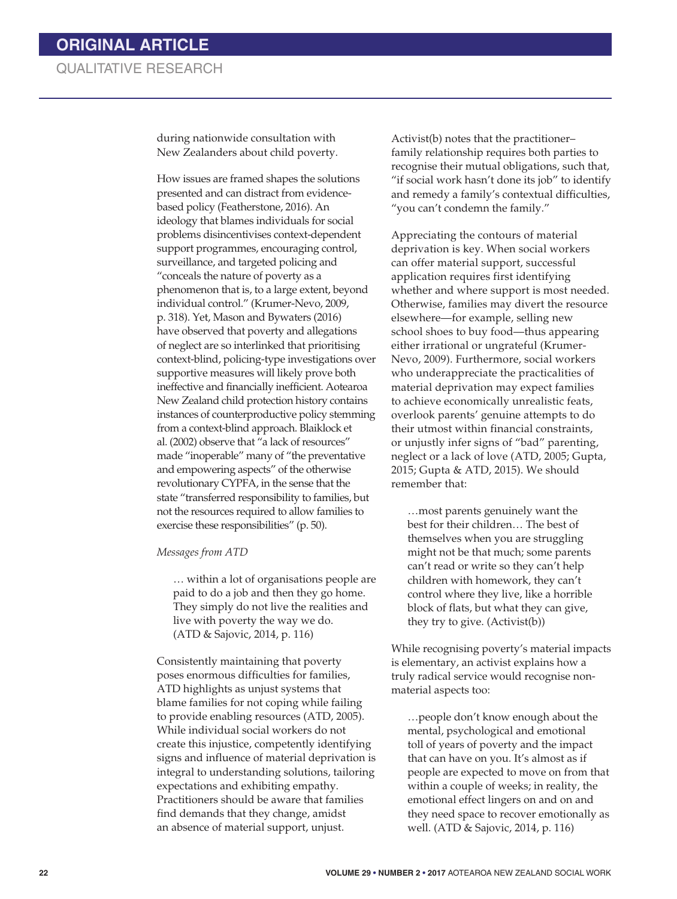during nationwide consultation with New Zealanders about child poverty.

How issues are framed shapes the solutions presented and can distract from evidence-based policy (Featherstone, 2016). An ideology that blames individuals for social problems disincentivises context-dependent support programmes, encouraging control, surveillance, and targeted policing and "conceals the nature of poverty as a phenomenon that is, to a large extent, beyond individual control." (Krumer-Nevo, 2009, p. 318). Yet, Mason and Bywaters (2016) have observed that poverty and allegations of neglect are so interlinked that prioritising context-blind, policing-type investigations over supportive measures will likely prove both ineffective and financially inefficient. Aotearoa New Zealand child protection history contains instances of counterproductive policy stemming from a context-blind approach. Blaiklock et al. (2002) observe that "a lack of resources" made "inoperable" many of "the preventative and empowering aspects" of the otherwise revolutionary CYPFA, in the sense that the state "transferred responsibility to families, but not the resources required to allow families to exercise these responsibilities" (p. 50).

*Messages from ATD*

> … within a lot of organisations people are paid to do a job and then they go home. They simply do not live the realities and live with poverty the way we do. (ATD & Sajovic, 2014, p. 116)

Consistently maintaining that poverty poses enormous difficulties for families, ATD highlights as unjust systems that blame families for not coping while failing to provide enabling resources (ATD, 2005). While individual social workers do not create this injustice, competently identifying signs and influence of material deprivation is integral to understanding solutions, tailoring expectations and exhibiting empathy. Practitioners should be aware that families find demands that they change, amidst an absence of material support, unjust.

Activist(b) notes that the practitioner–family relationship requires both parties to recognise their mutual obligations, such that, "if social work hasn't done its job" to identify and remedy a family's contextual difficulties, "you can't condemn the family."

Appreciating the contours of material deprivation is key. When social workers can offer material support, successful application requires first identifying whether and where support is most needed. Otherwise, families may divert the resource elsewhere—for example, selling new school shoes to buy food—thus appearing either irrational or ungrateful (Krumer-Nevo, 2009). Furthermore, social workers who underappreciate the practicalities of material deprivation may expect families to achieve economically unrealistic feats, overlook parents' genuine attempts to do their utmost within financial constraints, or unjustly infer signs of "bad" parenting, neglect or a lack of love (ATD, 2005; Gupta, 2015; Gupta & ATD, 2015). We should remember that:

> …most parents genuinely want the best for their children… The best of themselves when you are struggling might not be that much; some parents can't read or write so they can't help children with homework, they can't control where they live, like a horrible block of flats, but what they can give, they try to give. (Activist(b))

While recognising poverty's material impacts is elementary, an activist explains how a truly radical service would recognise non-material aspects too:

> …people don't know enough about the mental, psychological and emotional toll of years of poverty and the impact that can have on you. It's almost as if people are expected to move on from that within a couple of weeks; in reality, the emotional effect lingers on and on and they need space to recover emotionally as well. (ATD & Sajovic, 2014, p. 116)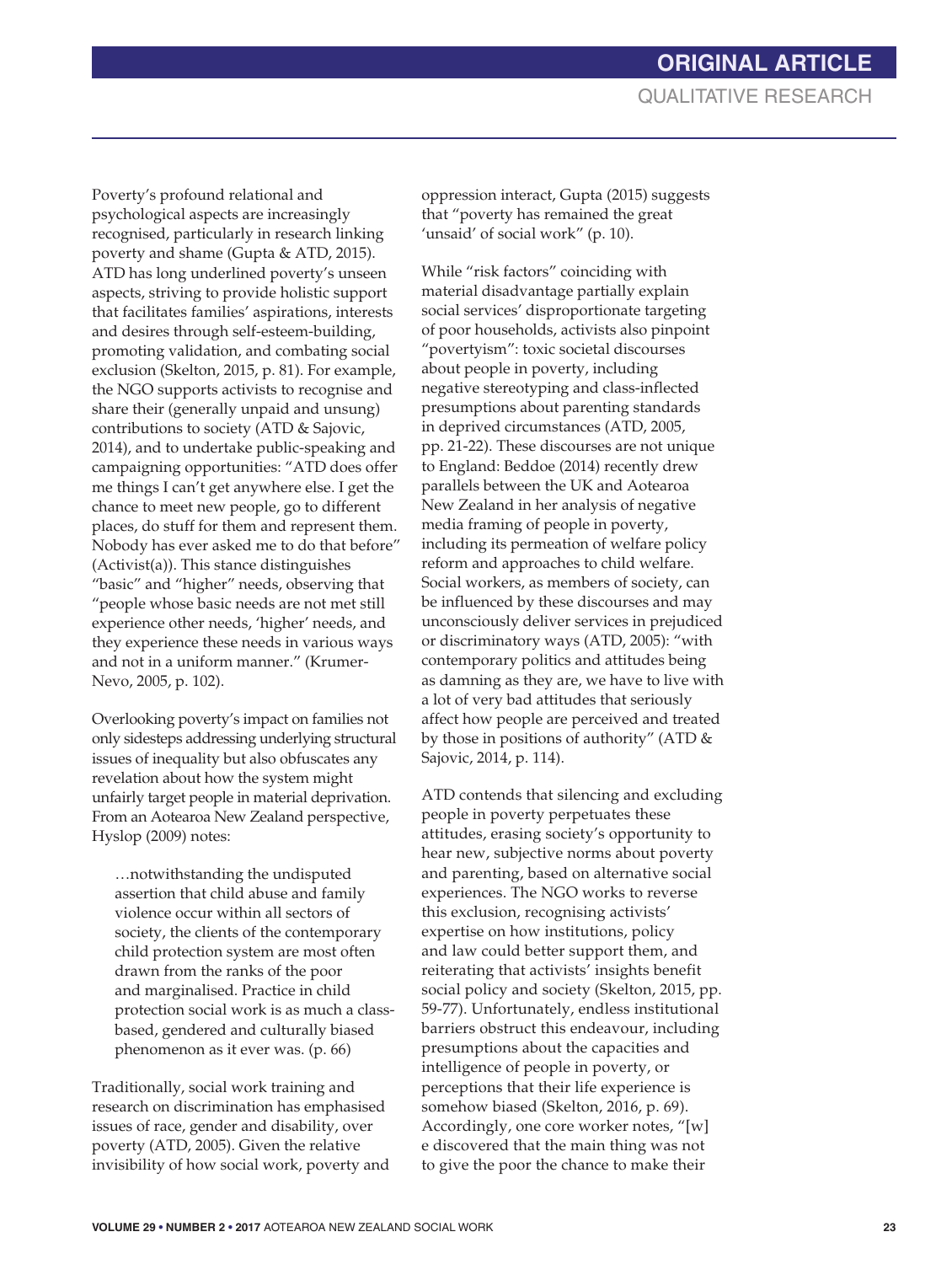Poverty's profound relational and psychological aspects are increasingly recognised, particularly in research linking poverty and shame (Gupta & ATD, 2015). ATD has long underlined poverty's unseen aspects, striving to provide holistic support that facilitates families' aspirations, interests and desires through self-esteem-building, promoting validation, and combating social exclusion (Skelton, 2015, p. 81). For example, the NGO supports activists to recognise and share their (generally unpaid and unsung) contributions to society (ATD & Sajovic, 2014), and to undertake public-speaking and campaigning opportunities: "ATD does offer me things I can't get anywhere else. I get the chance to meet new people, go to different places, do stuff for them and represent them. Nobody has ever asked me to do that before" (Activist(a)). This stance distinguishes "basic" and "higher" needs, observing that "people whose basic needs are not met still experience other needs, 'higher' needs, and they experience these needs in various ways and not in a uniform manner." (Krumer-Nevo, 2005, p. 102).

Overlooking poverty's impact on families not only sidesteps addressing underlying structural issues of inequality but also obfuscates any revelation about how the system might unfairly target people in material deprivation. From an Aotearoa New Zealand perspective, Hyslop (2009) notes:

> …notwithstanding the undisputed assertion that child abuse and family violence occur within all sectors of society, the clients of the contemporary child protection system are most often drawn from the ranks of the poor and marginalised. Practice in child protection social work is as much a class-based, gendered and culturally biased phenomenon as it ever was. (p. 66)

Traditionally, social work training and research on discrimination has emphasised issues of race, gender and disability, over poverty (ATD, 2005). Given the relative invisibility of how social work, poverty and oppression interact, Gupta (2015) suggests that "poverty has remained the great 'unsaid' of social work" (p. 10).

While "risk factors" coinciding with material disadvantage partially explain social services' disproportionate targeting of poor households, activists also pinpoint "povertyism": toxic societal discourses about people in poverty, including negative stereotyping and class-inflected presumptions about parenting standards in deprived circumstances (ATD, 2005, pp. 21-22). These discourses are not unique to England: Beddoe (2014) recently drew parallels between the UK and Aotearoa New Zealand in her analysis of negative media framing of people in poverty, including its permeation of welfare policy reform and approaches to child welfare. Social workers, as members of society, can be influenced by these discourses and may unconsciously deliver services in prejudiced or discriminatory ways (ATD, 2005): "with contemporary politics and attitudes being as damning as they are, we have to live with a lot of very bad attitudes that seriously affect how people are perceived and treated by those in positions of authority" (ATD & Sajovic, 2014, p. 114).

ATD contends that silencing and excluding people in poverty perpetuates these attitudes, erasing society's opportunity to hear new, subjective norms about poverty and parenting, based on alternative social experiences. The NGO works to reverse this exclusion, recognising activists' expertise on how institutions, policy and law could better support them, and reiterating that activists' insights benefit social policy and society (Skelton, 2015, pp. 59-77). Unfortunately, endless institutional barriers obstruct this endeavour, including presumptions about the capacities and intelligence of people in poverty, or perceptions that their life experience is somehow biased (Skelton, 2016, p. 69). Accordingly, one core worker notes, "[w]e discovered that the main thing was not to give the poor the chance to make their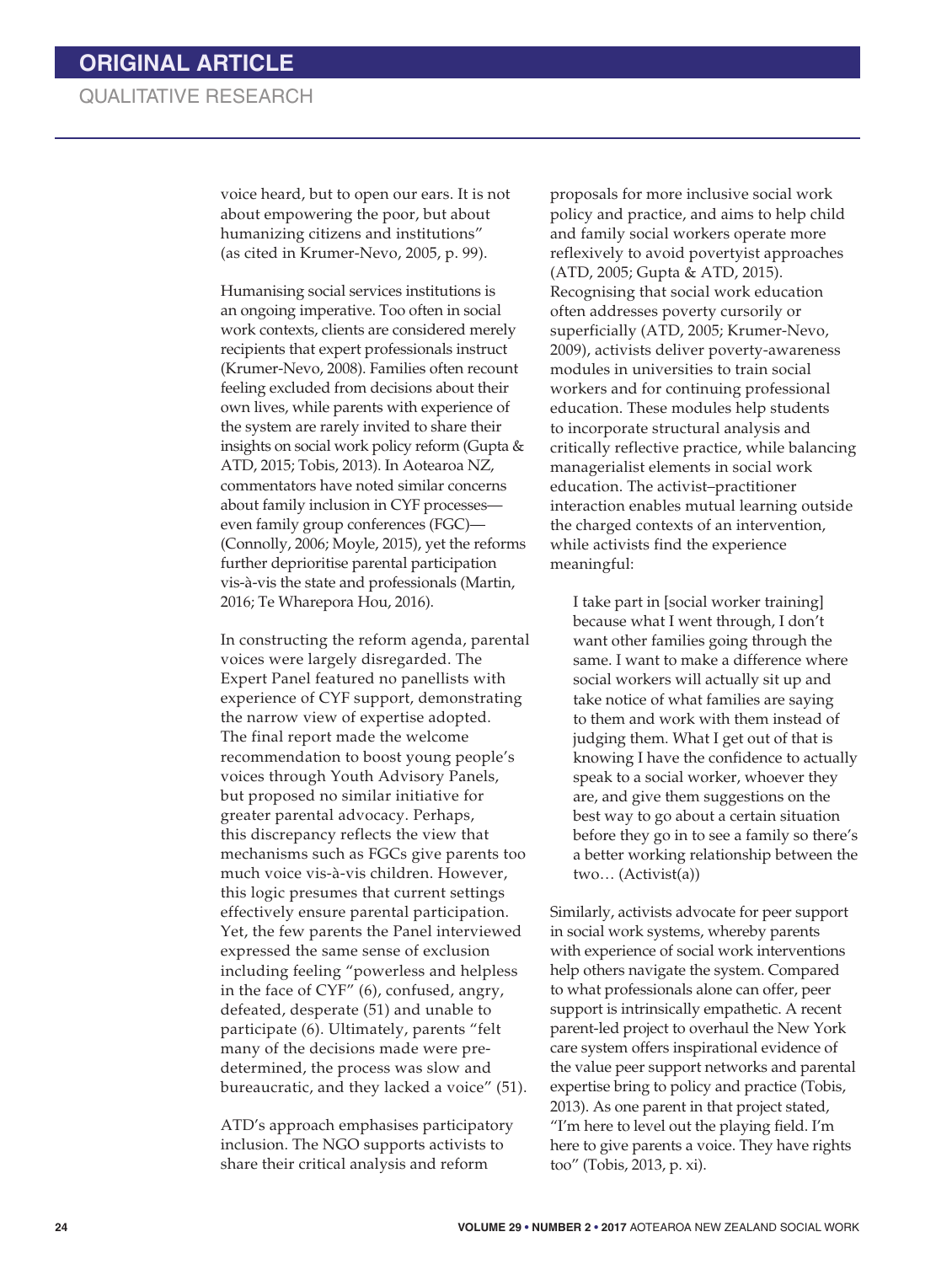voice heard, but to open our ears. It is not about empowering the poor, but about humanizing citizens and institutions" (as cited in Krumer-Nevo, 2005, p. 99).

Humanising social services institutions is an ongoing imperative. Too often in social work contexts, clients are considered merely recipients that expert professionals instruct (Krumer-Nevo, 2008). Families often recount feeling excluded from decisions about their own lives, while parents with experience of the system are rarely invited to share their insights on social work policy reform (Gupta & ATD, 2015; Tobis, 2013). In Aotearoa NZ, commentators have noted similar concerns about family inclusion in CYF processes—even family group conferences (FGC)—(Connolly, 2006; Moyle, 2015), yet the reforms further deprioritise parental participation vis-à-vis the state and professionals (Martin, 2016; Te Wharepora Hou, 2016).

In constructing the reform agenda, parental voices were largely disregarded. The Expert Panel featured no panellists with experience of CYF support, demonstrating the narrow view of expertise adopted. The final report made the welcome recommendation to boost young people's voices through Youth Advisory Panels, but proposed no similar initiative for greater parental advocacy. Perhaps, this discrepancy reflects the view that mechanisms such as FGCs give parents too much voice vis-à-vis children. However, this logic presumes that current settings effectively ensure parental participation. Yet, the few parents the Panel interviewed expressed the same sense of exclusion including feeling "powerless and helpless in the face of CYF" (6), confused, angry, defeated, desperate (51) and unable to participate (6). Ultimately, parents "felt many of the decisions made were pre-determined, the process was slow and bureaucratic, and they lacked a voice" (51).

ATD's approach emphasises participatory inclusion. The NGO supports activists to share their critical analysis and reform proposals for more inclusive social work policy and practice, and aims to help child and family social workers operate more reflexively to avoid povertyist approaches (ATD, 2005; Gupta & ATD, 2015). Recognising that social work education often addresses poverty cursorily or superficially (ATD, 2005; Krumer-Nevo, 2009), activists deliver poverty-awareness modules in universities to train social workers and for continuing professional education. These modules help students to incorporate structural analysis and critically reflective practice, while balancing managerialist elements in social work education. The activist–practitioner interaction enables mutual learning outside the charged contexts of an intervention, while activists find the experience meaningful:

> I take part in [social worker training] because what I went through, I don't want other families going through the same. I want to make a difference where social workers will actually sit up and take notice of what families are saying to them and work with them instead of judging them. What I get out of that is knowing I have the confidence to actually speak to a social worker, whoever they are, and give them suggestions on the best way to go about a certain situation before they go in to see a family so there's a better working relationship between the two… (Activist(a))

Similarly, activists advocate for peer support in social work systems, whereby parents with experience of social work interventions help others navigate the system. Compared to what professionals alone can offer, peer support is intrinsically empathetic. A recent parent-led project to overhaul the New York care system offers inspirational evidence of the value peer support networks and parental expertise bring to policy and practice (Tobis, 2013). As one parent in that project stated, "I'm here to level out the playing field. I'm here to give parents a voice. They have rights too" (Tobis, 2013, p. xi).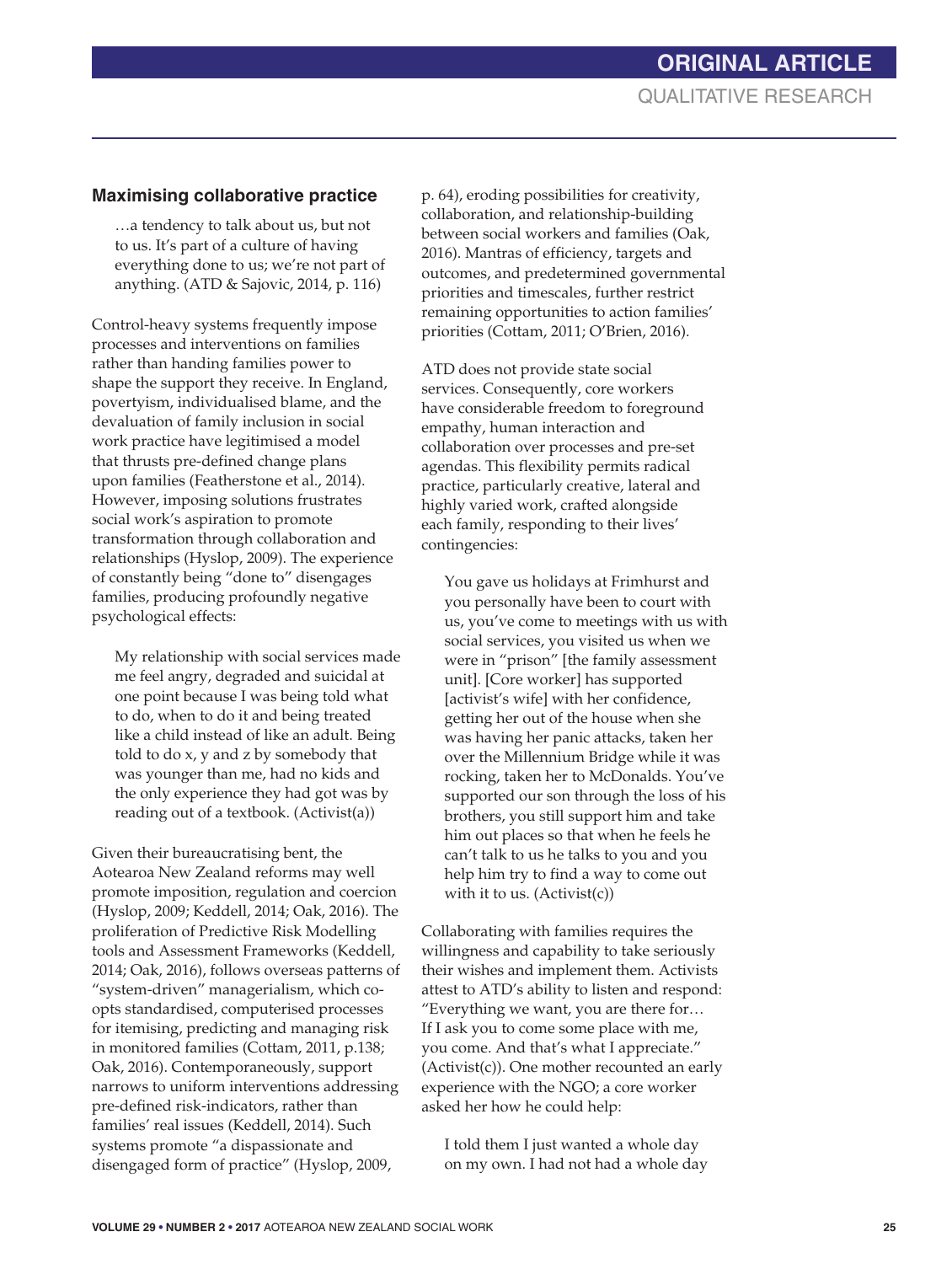## Maximising collaborative practice

> …a tendency to talk about us, but not to us. It's part of a culture of having everything done to us; we're not part of anything. (ATD & Sajovic, 2014, p. 116)

Control-heavy systems frequently impose processes and interventions on families rather than handing families power to shape the support they receive. In England, povertyism, individualised blame, and the devaluation of family inclusion in social work practice have legitimised a model that thrusts pre-defined change plans upon families (Featherstone et al., 2014). However, imposing solutions frustrates social work's aspiration to promote transformation through collaboration and relationships (Hyslop, 2009). The experience of constantly being "done to" disengages families, producing profoundly negative psychological effects:

> My relationship with social services made me feel angry, degraded and suicidal at one point because I was being told what to do, when to do it and being treated like a child instead of like an adult. Being told to do x, y and z by somebody that was younger than me, had no kids and the only experience they had got was by reading out of a textbook. (Activist(a))

Given their bureaucratising bent, the Aotearoa New Zealand reforms may well promote imposition, regulation and coercion (Hyslop, 2009; Keddell, 2014; Oak, 2016). The proliferation of Predictive Risk Modelling tools and Assessment Frameworks (Keddell, 2014; Oak, 2016), follows overseas patterns of "system-driven" managerialism, which co-opts standardised, computerised processes for itemising, predicting and managing risk in monitored families (Cottam, 2011, p.138; Oak, 2016). Contemporaneously, support narrows to uniform interventions addressing pre-defined risk-indicators, rather than families' real issues (Keddell, 2014). Such systems promote "a dispassionate and disengaged form of practice" (Hyslop, 2009, p. 64), eroding possibilities for creativity, collaboration, and relationship-building between social workers and families (Oak, 2016). Mantras of efficiency, targets and outcomes, and predetermined governmental priorities and timescales, further restrict remaining opportunities to action families' priorities (Cottam, 2011; O'Brien, 2016).

ATD does not provide state social services. Consequently, core workers have considerable freedom to foreground empathy, human interaction and collaboration over processes and pre-set agendas. This flexibility permits radical practice, particularly creative, lateral and highly varied work, crafted alongside each family, responding to their lives' contingencies:

> You gave us holidays at Frimhurst and you personally have been to court with us, you've come to meetings with us with social services, you visited us when we were in "prison" [the family assessment unit]. [Core worker] has supported [activist's wife] with her confidence, getting her out of the house when she was having her panic attacks, taken her over the Millennium Bridge while it was rocking, taken her to McDonalds. You've supported our son through the loss of his brothers, you still support him and take him out places so that when he feels he can't talk to us he talks to you and you help him try to find a way to come out with it to us. (Activist(c))

Collaborating with families requires the willingness and capability to take seriously their wishes and implement them. Activists attest to ATD's ability to listen and respond: "Everything we want, you are there for… If I ask you to come some place with me, you come. And that's what I appreciate." (Activist(c)). One mother recounted an early experience with the NGO; a core worker asked her how he could help:

> I told them I just wanted a whole day on my own. I had not had a whole day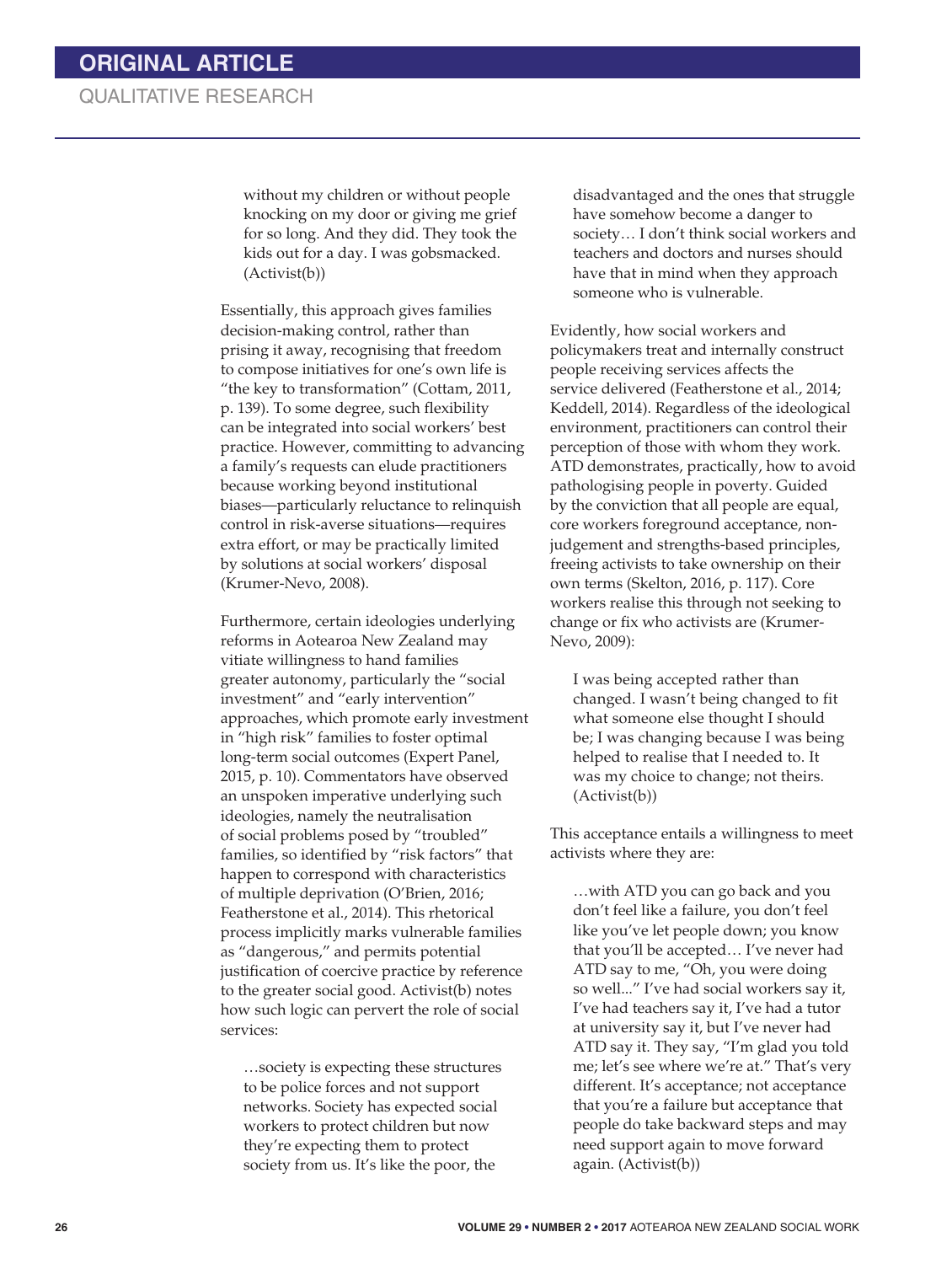> without my children or without people knocking on my door or giving me grief for so long. And they did. They took the kids out for a day. I was gobsmacked. (Activist(b))

Essentially, this approach gives families decision-making control, rather than prising it away, recognising that freedom to compose initiatives for one's own life is "the key to transformation" (Cottam, 2011, p. 139). To some degree, such flexibility can be integrated into social workers' best practice. However, committing to advancing a family's requests can elude practitioners because working beyond institutional biases—particularly reluctance to relinquish control in risk-averse situations—requires extra effort, or may be practically limited by solutions at social workers' disposal (Krumer-Nevo, 2008).

Furthermore, certain ideologies underlying reforms in Aotearoa New Zealand may vitiate willingness to hand families greater autonomy, particularly the "social investment" and "early intervention" approaches, which promote early investment in "high risk" families to foster optimal long-term social outcomes (Expert Panel, 2015, p. 10). Commentators have observed an unspoken imperative underlying such ideologies, namely the neutralisation of social problems posed by "troubled" families, so identified by "risk factors" that happen to correspond with characteristics of multiple deprivation (O'Brien, 2016; Featherstone et al., 2014). This rhetorical process implicitly marks vulnerable families as "dangerous," and permits potential justification of coercive practice by reference to the greater social good. Activist(b) notes how such logic can pervert the role of social services:

> …society is expecting these structures to be police forces and not support networks. Society has expected social workers to protect children but now they're expecting them to protect society from us. It's like the poor, the disadvantaged and the ones that struggle have somehow become a danger to society… I don't think social workers and teachers and doctors and nurses should have that in mind when they approach someone who is vulnerable.

Evidently, how social workers and policymakers treat and internally construct people receiving services affects the service delivered (Featherstone et al., 2014; Keddell, 2014). Regardless of the ideological environment, practitioners can control their perception of those with whom they work. ATD demonstrates, practically, how to avoid pathologising people in poverty. Guided by the conviction that all people are equal, core workers foreground acceptance, non-judgement and strengths-based principles, freeing activists to take ownership on their own terms (Skelton, 2016, p. 117). Core workers realise this through not seeking to change or fix who activists are (Krumer-Nevo, 2009):

> I was being accepted rather than changed. I wasn't being changed to fit what someone else thought I should be; I was changing because I was being helped to realise that I needed to. It was my choice to change; not theirs. (Activist(b))

This acceptance entails a willingness to meet activists where they are:

> …with ATD you can go back and you don't feel like a failure, you don't feel like you've let people down; you know that you'll be accepted… I've never had ATD say to me, "Oh, you were doing so well..." I've had social workers say it, I've had teachers say it, I've had a tutor at university say it, but I've never had ATD say it. They say, "I'm glad you told me; let's see where we're at." That's very different. It's acceptance; not acceptance that you're a failure but acceptance that people do take backward steps and may need support again to move forward again. (Activist(b))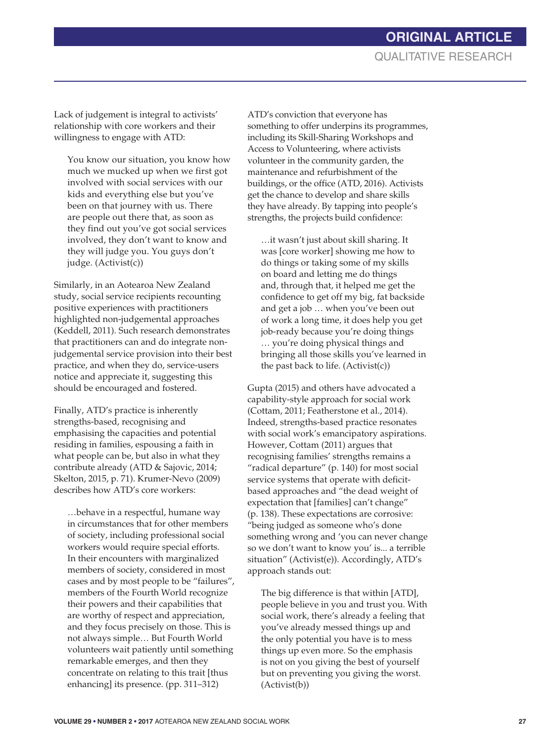Lack of judgement is integral to activists' relationship with core workers and their willingness to engage with ATD:

> You know our situation, you know how much we mucked up when we first got involved with social services with our kids and everything else but you've been on that journey with us. There are people out there that, as soon as they find out you've got social services involved, they don't want to know and they will judge you. You guys don't judge. (Activist(c))

Similarly, in an Aotearoa New Zealand study, social service recipients recounting positive experiences with practitioners highlighted non-judgemental approaches (Keddell, 2011). Such research demonstrates that practitioners can and do integrate non-judgemental service provision into their best practice, and when they do, service-users notice and appreciate it, suggesting this should be encouraged and fostered.

Finally, ATD's practice is inherently strengths-based, recognising and emphasising the capacities and potential residing in families, espousing a faith in what people can be, but also in what they contribute already (ATD & Sajovic, 2014; Skelton, 2015, p. 71). Krumer-Nevo (2009) describes how ATD's core workers:

> …behave in a respectful, humane way in circumstances that for other members of society, including professional social workers would require special efforts. In their encounters with marginalized members of society, considered in most cases and by most people to be "failures", members of the Fourth World recognize their powers and their capabilities that are worthy of respect and appreciation, and they focus precisely on those. This is not always simple… But Fourth World volunteers wait patiently until something remarkable emerges, and then they concentrate on relating to this trait [thus enhancing] its presence. (pp. 311–312)

ATD's conviction that everyone has something to offer underpins its programmes, including its Skill-Sharing Workshops and Access to Volunteering, where activists volunteer in the community garden, the maintenance and refurbishment of the buildings, or the office (ATD, 2016). Activists get the chance to develop and share skills they have already. By tapping into people's strengths, the projects build confidence:

> …it wasn't just about skill sharing. It was [core worker] showing me how to do things or taking some of my skills on board and letting me do things and, through that, it helped me get the confidence to get off my big, fat backside and get a job … when you've been out of work a long time, it does help you get job-ready because you're doing things … you're doing physical things and bringing all those skills you've learned in the past back to life. (Activist(c))

Gupta (2015) and others have advocated a capability-style approach for social work (Cottam, 2011; Featherstone et al., 2014). Indeed, strengths-based practice resonates with social work's emancipatory aspirations. However, Cottam (2011) argues that recognising families' strengths remains a "radical departure" (p. 140) for most social service systems that operate with deficit-based approaches and "the dead weight of expectation that [families] can't change" (p. 138). These expectations are corrosive: "being judged as someone who's done something wrong and 'you can never change so we don't want to know you' is... a terrible situation" (Activist(e)). Accordingly, ATD's approach stands out:

> The big difference is that within [ATD], people believe in you and trust you. With social work, there's already a feeling that you've already messed things up and the only potential you have is to mess things up even more. So the emphasis is not on you giving the best of yourself but on preventing you giving the worst. (Activist(b))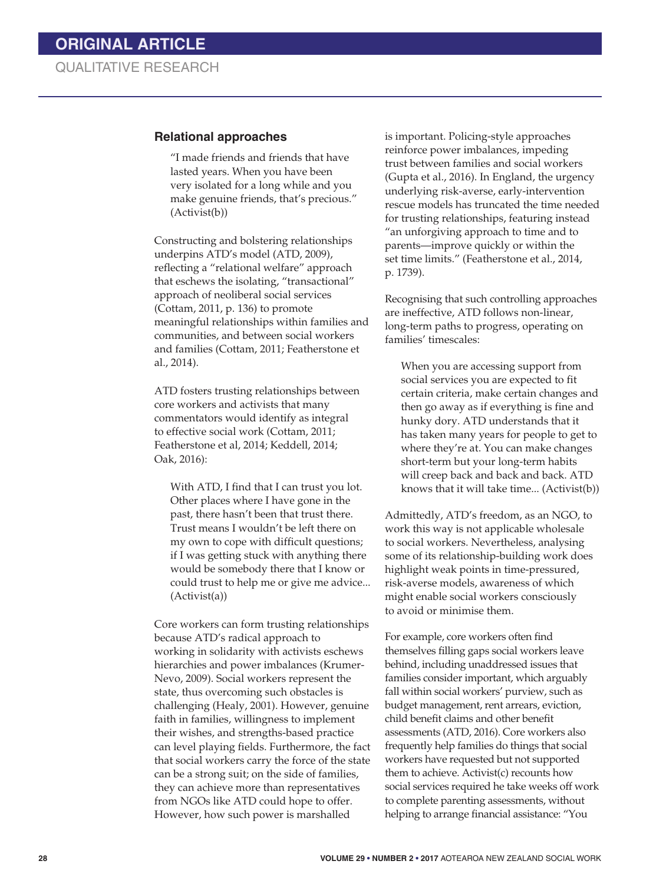## Relational approaches

> "I made friends and friends that have lasted years. When you have been very isolated for a long while and you make genuine friends, that's precious." (Activist(b))

Constructing and bolstering relationships underpins ATD's model (ATD, 2009), reflecting a "relational welfare" approach that eschews the isolating, "transactional" approach of neoliberal social services (Cottam, 2011, p. 136) to promote meaningful relationships within families and communities, and between social workers and families (Cottam, 2011; Featherstone et al., 2014).

ATD fosters trusting relationships between core workers and activists that many commentators would identify as integral to effective social work (Cottam, 2011; Featherstone et al, 2014; Keddell, 2014; Oak, 2016):

> With ATD, I find that I can trust you lot. Other places where I have gone in the past, there hasn't been that trust there. Trust means I wouldn't be left there on my own to cope with difficult questions; if I was getting stuck with anything there would be somebody there that I know or could trust to help me or give me advice... (Activist(a))

Core workers can form trusting relationships because ATD's radical approach to working in solidarity with activists eschews hierarchies and power imbalances (Krumer-Nevo, 2009). Social workers represent the state, thus overcoming such obstacles is challenging (Healy, 2001). However, genuine faith in families, willingness to implement their wishes, and strengths-based practice can level playing fields. Furthermore, the fact that social workers carry the force of the state can be a strong suit; on the side of families, they can achieve more than representatives from NGOs like ATD could hope to offer. However, how such power is marshalled is important. Policing-style approaches reinforce power imbalances, impeding trust between families and social workers (Gupta et al., 2016). In England, the urgency underlying risk-averse, early-intervention rescue models has truncated the time needed for trusting relationships, featuring instead "an unforgiving approach to time and to parents—improve quickly or within the set time limits." (Featherstone et al., 2014, p. 1739).

Recognising that such controlling approaches are ineffective, ATD follows non-linear, long-term paths to progress, operating on families' timescales:

> When you are accessing support from social services you are expected to fit certain criteria, make certain changes and then go away as if everything is fine and hunky dory. ATD understands that it has taken many years for people to get to where they're at. You can make changes short-term but your long-term habits will creep back and back and back. ATD knows that it will take time... (Activist(b))

Admittedly, ATD's freedom, as an NGO, to work this way is not applicable wholesale to social workers. Nevertheless, analysing some of its relationship-building work does highlight weak points in time-pressured, risk-averse models, awareness of which might enable social workers consciously to avoid or minimise them.

For example, core workers often find themselves filling gaps social workers leave behind, including unaddressed issues that families consider important, which arguably fall within social workers' purview, such as budget management, rent arrears, eviction, child benefit claims and other benefit assessments (ATD, 2016). Core workers also frequently help families do things that social workers have requested but not supported them to achieve. Activist(c) recounts how social services required he take weeks off work to complete parenting assessments, without helping to arrange financial assistance: "You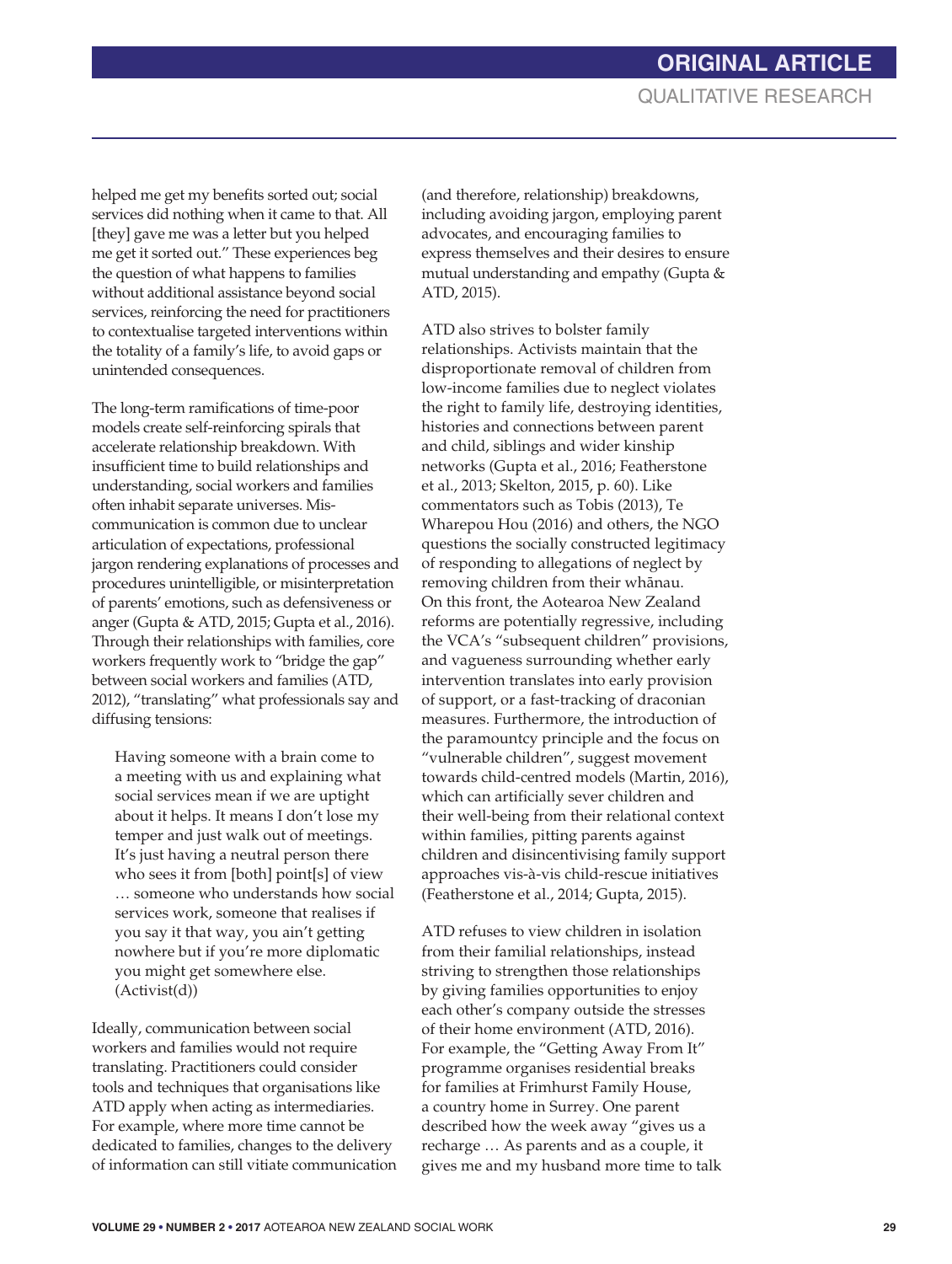helped me get my benefits sorted out; social services did nothing when it came to that. All [they] gave me was a letter but you helped me get it sorted out." These experiences beg the question of what happens to families without additional assistance beyond social services, reinforcing the need for practitioners to contextualise targeted interventions within the totality of a family's life, to avoid gaps or unintended consequences.

The long-term ramifications of time-poor models create self-reinforcing spirals that accelerate relationship breakdown. With insufficient time to build relationships and understanding, social workers and families often inhabit separate universes. Mis-communication is common due to unclear articulation of expectations, professional jargon rendering explanations of processes and procedures unintelligible, or misinterpretation of parents' emotions, such as defensiveness or anger (Gupta & ATD, 2015; Gupta et al., 2016). Through their relationships with families, core workers frequently work to "bridge the gap" between social workers and families (ATD, 2012), "translating" what professionals say and diffusing tensions:

> Having someone with a brain come to a meeting with us and explaining what social services mean if we are uptight about it helps. It means I don't lose my temper and just walk out of meetings. It's just having a neutral person there who sees it from [both] point[s] of view … someone who understands how social services work, someone that realises if you say it that way, you ain't getting nowhere but if you're more diplomatic you might get somewhere else. (Activist(d))

Ideally, communication between social workers and families would not require translating. Practitioners could consider tools and techniques that organisations like ATD apply when acting as intermediaries. For example, where more time cannot be dedicated to families, changes to the delivery of information can still vitiate communication (and therefore, relationship) breakdowns, including avoiding jargon, employing parent advocates, and encouraging families to express themselves and their desires to ensure mutual understanding and empathy (Gupta & ATD, 2015).

ATD also strives to bolster family relationships. Activists maintain that the disproportionate removal of children from low-income families due to neglect violates the right to family life, destroying identities, histories and connections between parent and child, siblings and wider kinship networks (Gupta et al., 2016; Featherstone et al., 2013; Skelton, 2015, p. 60). Like commentators such as Tobis (2013), Te Wharepou Hou (2016) and others, the NGO questions the socially constructed legitimacy of responding to allegations of neglect by removing children from their whānau. On this front, the Aotearoa New Zealand reforms are potentially regressive, including the VCA's "subsequent children" provisions, and vagueness surrounding whether early intervention translates into early provision of support, or a fast-tracking of draconian measures. Furthermore, the introduction of the paramountcy principle and the focus on "vulnerable children", suggest movement towards child-centred models (Martin, 2016), which can artificially sever children and their well-being from their relational context within families, pitting parents against children and disincentivising family support approaches vis-à-vis child-rescue initiatives (Featherstone et al., 2014; Gupta, 2015).

ATD refuses to view children in isolation from their familial relationships, instead striving to strengthen those relationships by giving families opportunities to enjoy each other's company outside the stresses of their home environment (ATD, 2016). For example, the "Getting Away From It" programme organises residential breaks for families at Frimhurst Family House, a country home in Surrey. One parent described how the week away "gives us a recharge … As parents and as a couple, it gives me and my husband more time to talk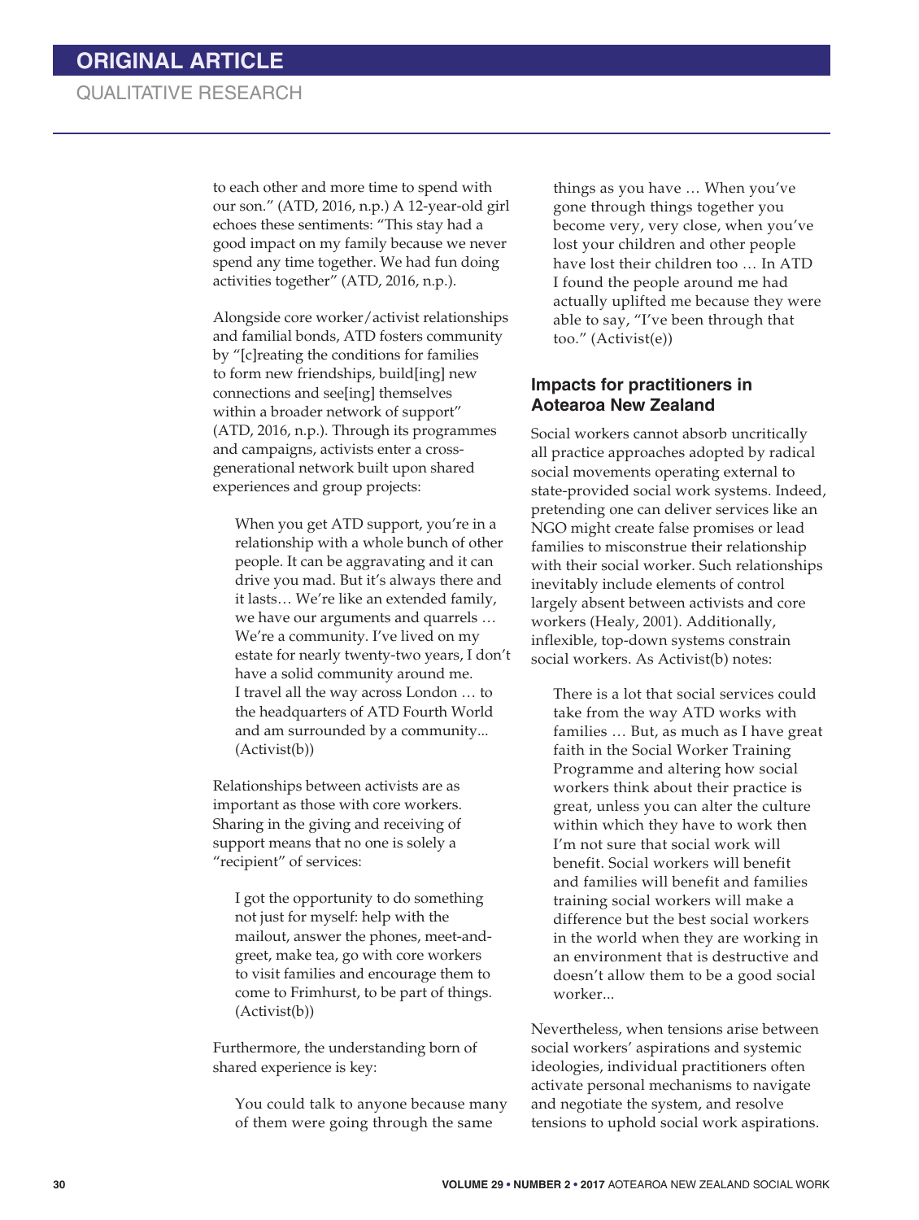to each other and more time to spend with our son." (ATD, 2016, n.p.) A 12-year-old girl echoes these sentiments: "This stay had a good impact on my family because we never spend any time together. We had fun doing activities together" (ATD, 2016, n.p.).

Alongside core worker/activist relationships and familial bonds, ATD fosters community by "[c]reating the conditions for families to form new friendships, build[ing] new connections and see[ing] themselves within a broader network of support" (ATD, 2016, n.p.). Through its programmes and campaigns, activists enter a cross-generational network built upon shared experiences and group projects:

> When you get ATD support, you're in a relationship with a whole bunch of other people. It can be aggravating and it can drive you mad. But it's always there and it lasts… We're like an extended family, we have our arguments and quarrels … We're a community. I've lived on my estate for nearly twenty-two years, I don't have a solid community around me. I travel all the way across London … to the headquarters of ATD Fourth World and am surrounded by a community... (Activist(b))

Relationships between activists are as important as those with core workers. Sharing in the giving and receiving of support means that no one is solely a "recipient" of services:

> I got the opportunity to do something not just for myself: help with the mailout, answer the phones, meet-and-greet, make tea, go with core workers to visit families and encourage them to come to Frimhurst, to be part of things. (Activist(b))

Furthermore, the understanding born of shared experience is key:

> You could talk to anyone because many of them were going through the same things as you have … When you've gone through things together you become very, very close, when you've lost your children and other people have lost their children too … In ATD I found the people around me had actually uplifted me because they were able to say, "I've been through that too." (Activist(e))

## Impacts for practitioners in Aotearoa New Zealand

Social workers cannot absorb uncritically all practice approaches adopted by radical social movements operating external to state-provided social work systems. Indeed, pretending one can deliver services like an NGO might create false promises or lead families to misconstrue their relationship with their social worker. Such relationships inevitably include elements of control largely absent between activists and core workers (Healy, 2001). Additionally, inflexible, top-down systems constrain social workers. As Activist(b) notes:

> There is a lot that social services could take from the way ATD works with families … But, as much as I have great faith in the Social Worker Training Programme and altering how social workers think about their practice is great, unless you can alter the culture within which they have to work then I'm not sure that social work will benefit. Social workers will benefit and families will benefit and families training social workers will make a difference but the best social workers in the world when they are working in an environment that is destructive and doesn't allow them to be a good social worker...

Nevertheless, when tensions arise between social workers' aspirations and systemic ideologies, individual practitioners often activate personal mechanisms to navigate and negotiate the system, and resolve tensions to uphold social work aspirations.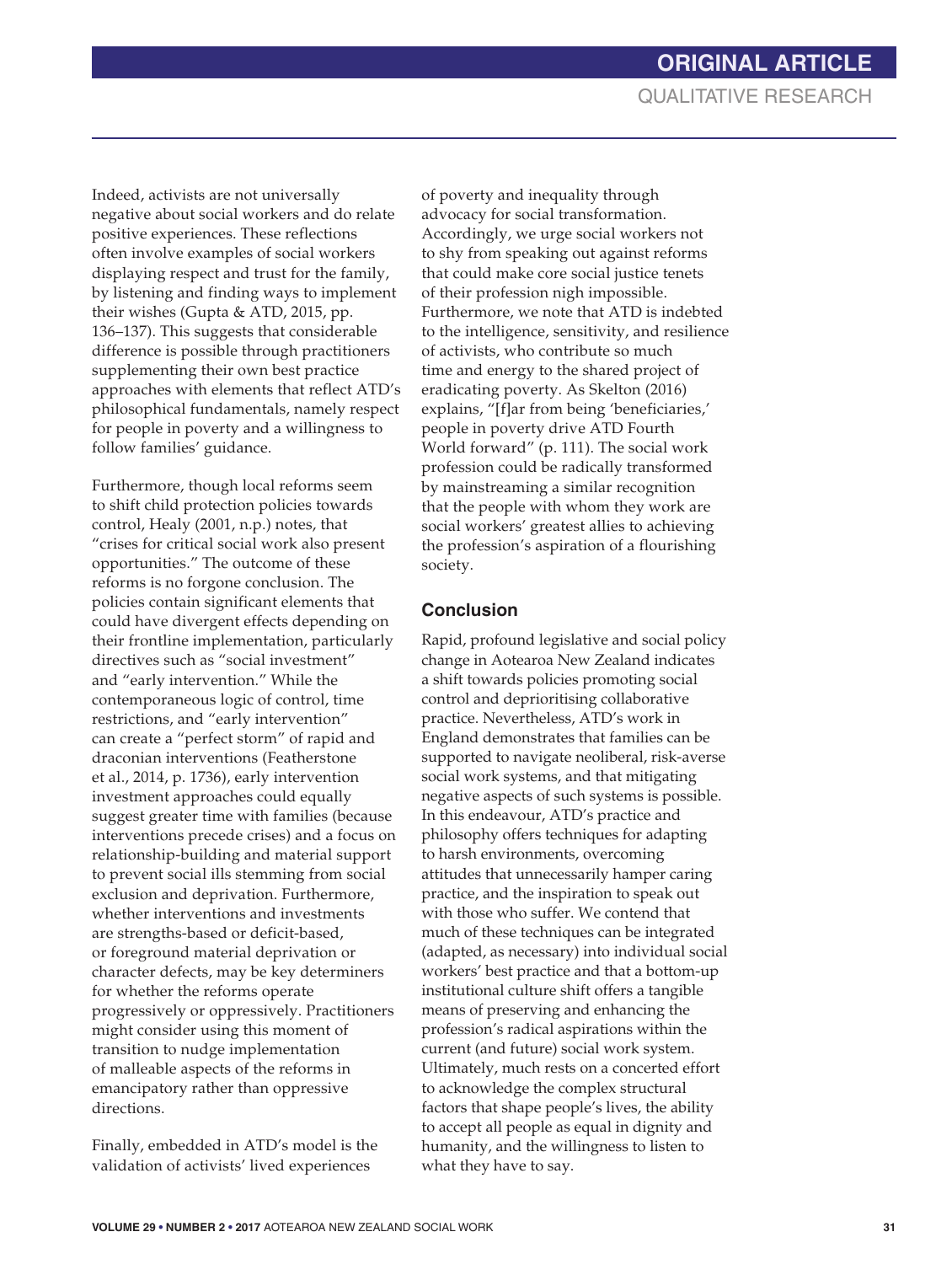Indeed, activists are not universally negative about social workers and do relate positive experiences. These reflections often involve examples of social workers displaying respect and trust for the family, by listening and finding ways to implement their wishes (Gupta & ATD, 2015, pp. 136–137). This suggests that considerable difference is possible through practitioners supplementing their own best practice approaches with elements that reflect ATD's philosophical fundamentals, namely respect for people in poverty and a willingness to follow families' guidance.

Furthermore, though local reforms seem to shift child protection policies towards control, Healy (2001, n.p.) notes, that "crises for critical social work also present opportunities." The outcome of these reforms is no forgone conclusion. The policies contain significant elements that could have divergent effects depending on their frontline implementation, particularly directives such as "social investment" and "early intervention." While the contemporaneous logic of control, time restrictions, and "early intervention" can create a "perfect storm" of rapid and draconian interventions (Featherstone et al., 2014, p. 1736), early intervention investment approaches could equally suggest greater time with families (because interventions precede crises) and a focus on relationship-building and material support to prevent social ills stemming from social exclusion and deprivation. Furthermore, whether interventions and investments are strengths-based or deficit-based, or foreground material deprivation or character defects, may be key determiners for whether the reforms operate progressively or oppressively. Practitioners might consider using this moment of transition to nudge implementation of malleable aspects of the reforms in emancipatory rather than oppressive directions.

Finally, embedded in ATD's model is the validation of activists' lived experiences of poverty and inequality through advocacy for social transformation. Accordingly, we urge social workers not to shy from speaking out against reforms that could make core social justice tenets of their profession nigh impossible. Furthermore, we note that ATD is indebted to the intelligence, sensitivity, and resilience of activists, who contribute so much time and energy to the shared project of eradicating poverty. As Skelton (2016) explains, "[f]ar from being 'beneficiaries,' people in poverty drive ATD Fourth World forward" (p. 111). The social work profession could be radically transformed by mainstreaming a similar recognition that the people with whom they work are social workers' greatest allies to achieving the profession's aspiration of a flourishing society.

## Conclusion

Rapid, profound legislative and social policy change in Aotearoa New Zealand indicates a shift towards policies promoting social control and deprioritising collaborative practice. Nevertheless, ATD's work in England demonstrates that families can be supported to navigate neoliberal, risk-averse social work systems, and that mitigating negative aspects of such systems is possible. In this endeavour, ATD's practice and philosophy offers techniques for adapting to harsh environments, overcoming attitudes that unnecessarily hamper caring practice, and the inspiration to speak out with those who suffer. We contend that much of these techniques can be integrated (adapted, as necessary) into individual social workers' best practice and that a bottom-up institutional culture shift offers a tangible means of preserving and enhancing the profession's radical aspirations within the current (and future) social work system. Ultimately, much rests on a concerted effort to acknowledge the complex structural factors that shape people's lives, the ability to accept all people as equal in dignity and humanity, and the willingness to listen to what they have to say.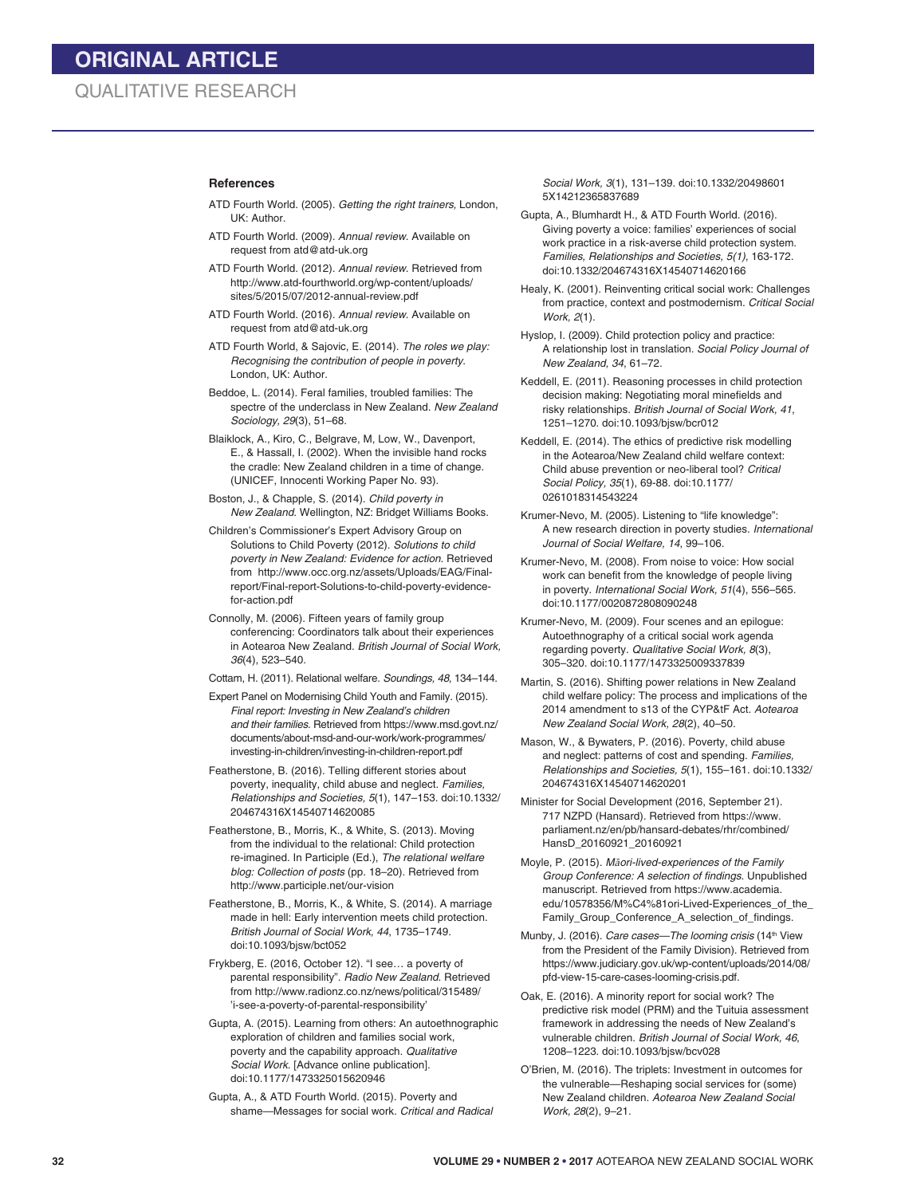## References

ATD Fourth World. (2005). *Getting the right trainers*, London, UK: Author.

ATD Fourth World. (2009). *Annual review*. Available on request from atd@atd-uk.org

ATD Fourth World. (2012). *Annual review*. Retrieved from http://www.atd-fourthworld.org/wp-content/uploads/sites/5/2015/07/2012-annual-review.pdf

ATD Fourth World. (2016). *Annual review*. Available on request from atd@atd-uk.org

ATD Fourth World, & Sajovic, E. (2014). *The roles we play: Recognising the contribution of people in poverty*. London, UK: Author.

Beddoe, L. (2014). Feral families, troubled families: The spectre of the underclass in New Zealand. *New Zealand Sociology, 29*(3), 51–68.

Blaiklock, A., Kiro, C., Belgrave, M, Low, W., Davenport, E., & Hassall, I. (2002). When the invisible hand rocks the cradle: New Zealand children in a time of change. (UNICEF, Innocenti Working Paper No. 93).

Boston, J., & Chapple, S. (2014). *Child poverty in New Zealand*. Wellington, NZ: Bridget Williams Books.

Children's Commissioner's Expert Advisory Group on Solutions to Child Poverty (2012). *Solutions to child poverty in New Zealand: Evidence for action*. Retrieved from http://www.occ.org.nz/assets/Uploads/EAG/Final-report/Final-report-Solutions-to-child-poverty-evidence-for-action.pdf

Connolly, M. (2006). Fifteen years of family group conferencing: Coordinators talk about their experiences in Aotearoa New Zealand. *British Journal of Social Work, 36*(4), 523–540.

Cottam, H. (2011). Relational welfare. *Soundings, 48*, 134–144.

Expert Panel on Modernising Child Youth and Family. (2015). *Final report: Investing in New Zealand's children and their families*. Retrieved from https://www.msd.govt.nz/documents/about-msd-and-our-work/work-programmes/investing-in-children/investing-in-children-report.pdf

Featherstone, B. (2016). Telling different stories about poverty, inequality, child abuse and neglect. *Families, Relationships and Societies, 5*(1), 147–153. doi:10.1332/204674316X14540714620085

Featherstone, B., Morris, K., & White, S. (2013). Moving from the individual to the relational: Child protection re-imagined. In Participle (Ed.), *The relational welfare blog: Collection of posts* (pp. 18–20). Retrieved from http://www.participle.net/our-vision

Featherstone, B., Morris, K., & White, S. (2014). A marriage made in hell: Early intervention meets child protection. *British Journal of Social Work, 44*, 1735–1749. doi:10.1093/bjsw/bct052

Frykberg, E. (2016, October 12). "I see… a poverty of parental responsibility". *Radio New Zealand*. Retrieved from http://www.radionz.co.nz/news/political/315489/'i-see-a-poverty-of-parental-responsibility'

Gupta, A. (2015). Learning from others: An autoethnographic exploration of children and families social work, poverty and the capability approach. *Qualitative Social Work*. [Advance online publication]. doi:10.1177/1473325015620946

Gupta, A., & ATD Fourth World. (2015). Poverty and shame—Messages for social work. *Critical and Radical Social Work, 3*(1), 131–139. doi:10.1332/204986015X14212365837689

Gupta, A., Blumhardt H., & ATD Fourth World. (2016). Giving poverty a voice: families' experiences of social work practice in a risk-averse child protection system. *Families, Relationships and Societies, 5(1)*, 163-172. doi:10.1332/204674316X14540714620166

Healy, K. (2001). Reinventing critical social work: Challenges from practice, context and postmodernism. *Critical Social Work, 2*(1).

Hyslop, I. (2009). Child protection policy and practice: A relationship lost in translation. *Social Policy Journal of New Zealand, 34*, 61–72.

Keddell, E. (2011). Reasoning processes in child protection decision making: Negotiating moral minefields and risky relationships. *British Journal of Social Work, 41*, 1251–1270. doi:10.1093/bjsw/bcr012

Keddell, E. (2014). The ethics of predictive risk modelling in the Aotearoa/New Zealand child welfare context: Child abuse prevention or neo-liberal tool? *Critical Social Policy, 35*(1), 69-88. doi:10.1177/0261018314543224

Krumer-Nevo, M. (2005). Listening to "life knowledge": A new research direction in poverty studies. *International Journal of Social Welfare, 14*, 99–106.

Krumer-Nevo, M. (2008). From noise to voice: How social work can benefit from the knowledge of people living in poverty. *International Social Work, 51*(4), 556–565. doi:10.1177/0020872808090248

Krumer-Nevo, M. (2009). Four scenes and an epilogue: Autoethnography of a critical social work agenda regarding poverty. *Qualitative Social Work, 8*(3), 305–320. doi:10.1177/1473325009337839

Martin, S. (2016). Shifting power relations in New Zealand child welfare policy: The process and implications of the 2014 amendment to s13 of the CYP&tF Act. *Aotearoa New Zealand Social Work, 28*(2), 40–50.

Mason, W., & Bywaters, P. (2016). Poverty, child abuse and neglect: patterns of cost and spending. *Families, Relationships and Societies, 5*(1), 155–161. doi:10.1332/204674316X14540714620201

Minister for Social Development (2016, September 21). 717 NZPD (Hansard). Retrieved from https://www.parliament.nz/en/pb/hansard-debates/rhr/combined/HansD_20160921_20160921

Moyle, P. (2015). *Māori-lived-experiences of the Family Group Conference: A selection of findings*. Unpublished manuscript. Retrieved from https://www.academia.edu/10578356/M%C4%81ori-Lived-Experiences_of_the_Family_Group_Conference_A_selection_of_findings.

Munby, J. (2016). *Care cases—The looming crisis* (14th View from the President of the Family Division). Retrieved from https://www.judiciary.gov.uk/wp-content/uploads/2014/08/pfd-view-15-care-cases-looming-crisis.pdf.

Oak, E. (2016). A minority report for social work? The predictive risk model (PRM) and the Tuituia assessment framework in addressing the needs of New Zealand's vulnerable children. *British Journal of Social Work, 46*, 1208–1223. doi:10.1093/bjsw/bcv028

O'Brien, M. (2016). The triplets: Investment in outcomes for the vulnerable—Reshaping social services for (some) New Zealand children. *Aotearoa New Zealand Social Work, 28*(2), 9–21.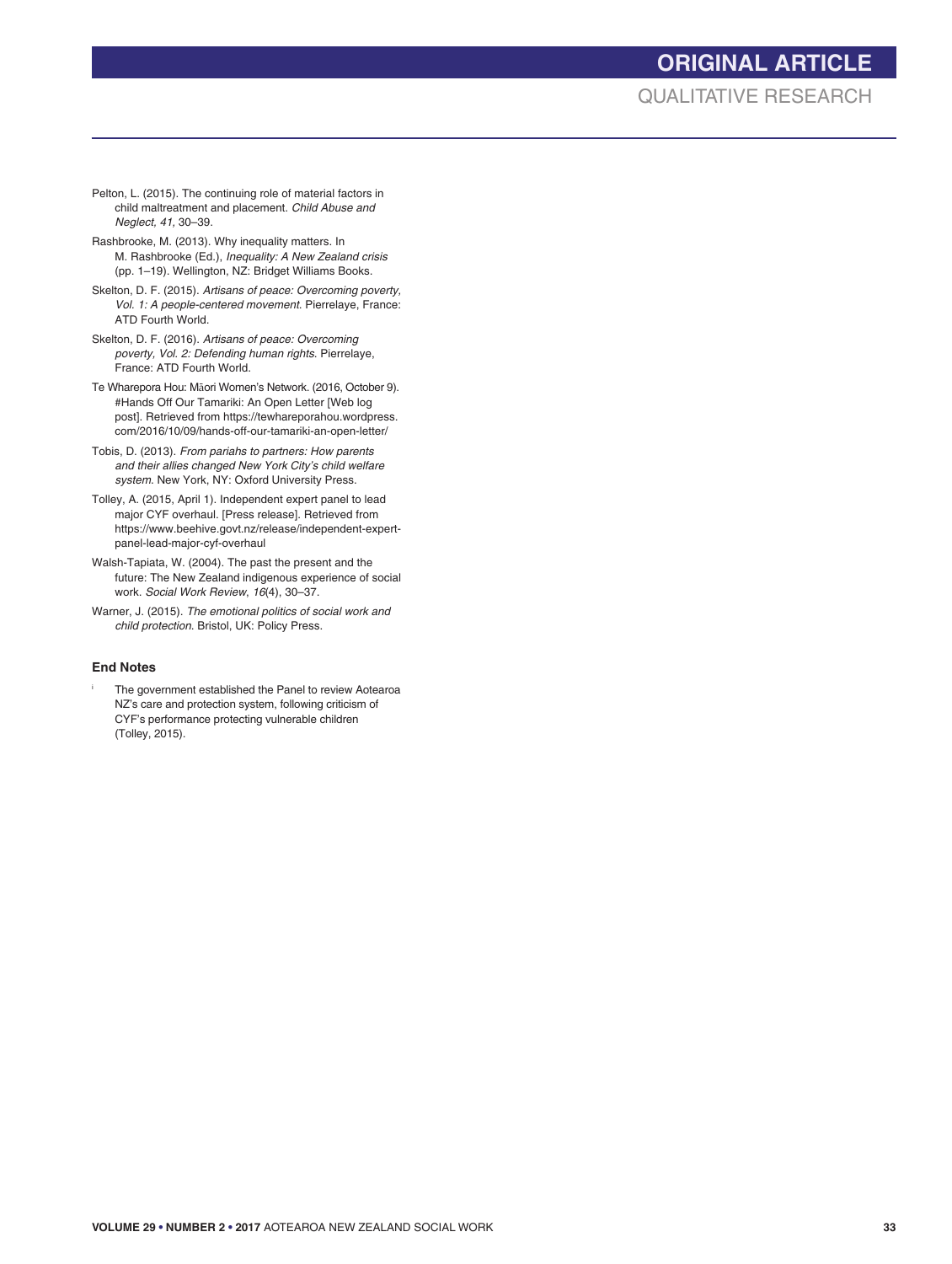Pelton, L. (2015). The continuing role of material factors in child maltreatment and placement. *Child Abuse and Neglect, 41,* 30–39.

Rashbrooke, M. (2013). Why inequality matters. In M. Rashbrooke (Ed.), *Inequality: A New Zealand crisis* (pp. 1–19). Wellington, NZ: Bridget Williams Books.

Skelton, D. F. (2015). *Artisans of peace: Overcoming poverty, Vol. 1: A people-centered movement*. Pierrelaye, France: ATD Fourth World.

Skelton, D. F. (2016). *Artisans of peace: Overcoming poverty, Vol. 2: Defending human rights*. Pierrelaye, France: ATD Fourth World.

Te Wharepora Hou: Māori Women's Network. (2016, October 9). #Hands Off Our Tamariki: An Open Letter [Web log post]. Retrieved from https://tewhareporahou.wordpress.com/2016/10/09/hands-off-our-tamariki-an-open-letter/

Tobis, D. (2013). *From pariahs to partners: How parents and their allies changed New York City's child welfare system*. New York, NY: Oxford University Press.

Tolley, A. (2015, April 1). Independent expert panel to lead major CYF overhaul. [Press release]. Retrieved from https://www.beehive.govt.nz/release/independent-expert-panel-lead-major-cyf-overhaul

Walsh-Tapiata, W. (2004). The past the present and the future: The New Zealand indigenous experience of social work. *Social Work Review, 16*(4), 30–37.

Warner, J. (2015). *The emotional politics of social work and child protection*. Bristol, UK: Policy Press.

### End Notes

[i] The government established the Panel to review Aotearoa NZ's care and protection system, following criticism of CYF's performance protecting vulnerable children (Tolley, 2015).